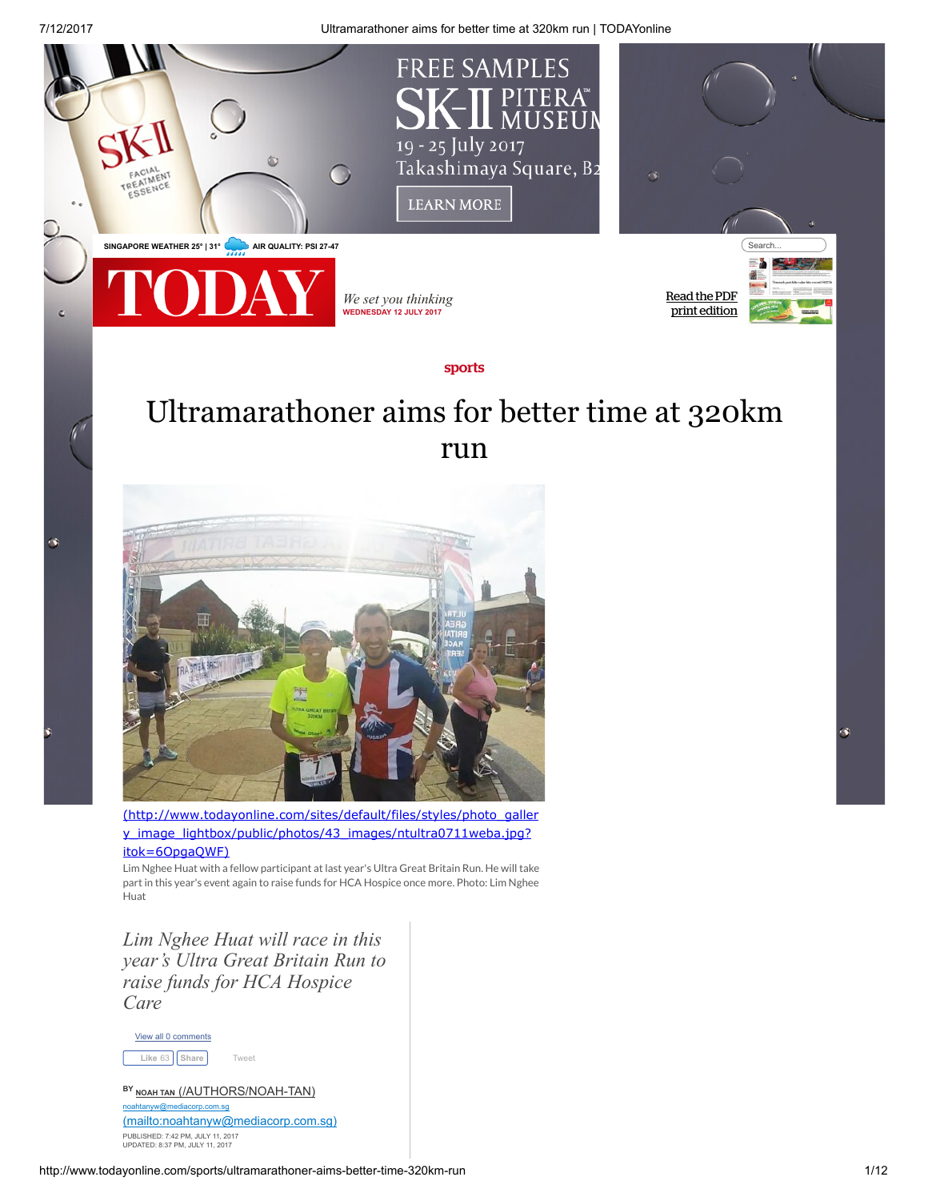SINGAPORE WEATHER 25° | 31° AIR QUALITY: PSI 27-47

TODAY

*We set you thinking*
WEDNESDAY 12 JULY 2017

Read the PDF print edition

sports

# Ultramarathoner aims for better time at 320km run

(http://www.todayonline.com/sites/default/files/styles/photo_gallery_image_lightbox/public/photos/43_images/ntultra0711weba.jpg?itok=6OpgaQWF)

Lim Nghee Huat with a fellow participant at last year's Ultra Great Britain Run. He will take part in this year's event again to raise funds for HCA Hospice once more. Photo: Lim Nghee Huat

*Lim Nghee Huat will race in this year's Ultra Great Britain Run to raise funds for HCA Hospice Care*

View all 0 comments

Like 63 Share Tweet

BY NOAH TAN (/AUTHORS/NOAH-TAN)
noahtanyw@mediacorp.com.sg
(mailto:noahtanyw@mediacorp.com.sg)
PUBLISHED: 7:42 PM, JULY 11, 2017
UPDATED: 8:37 PM, JULY 11, 2017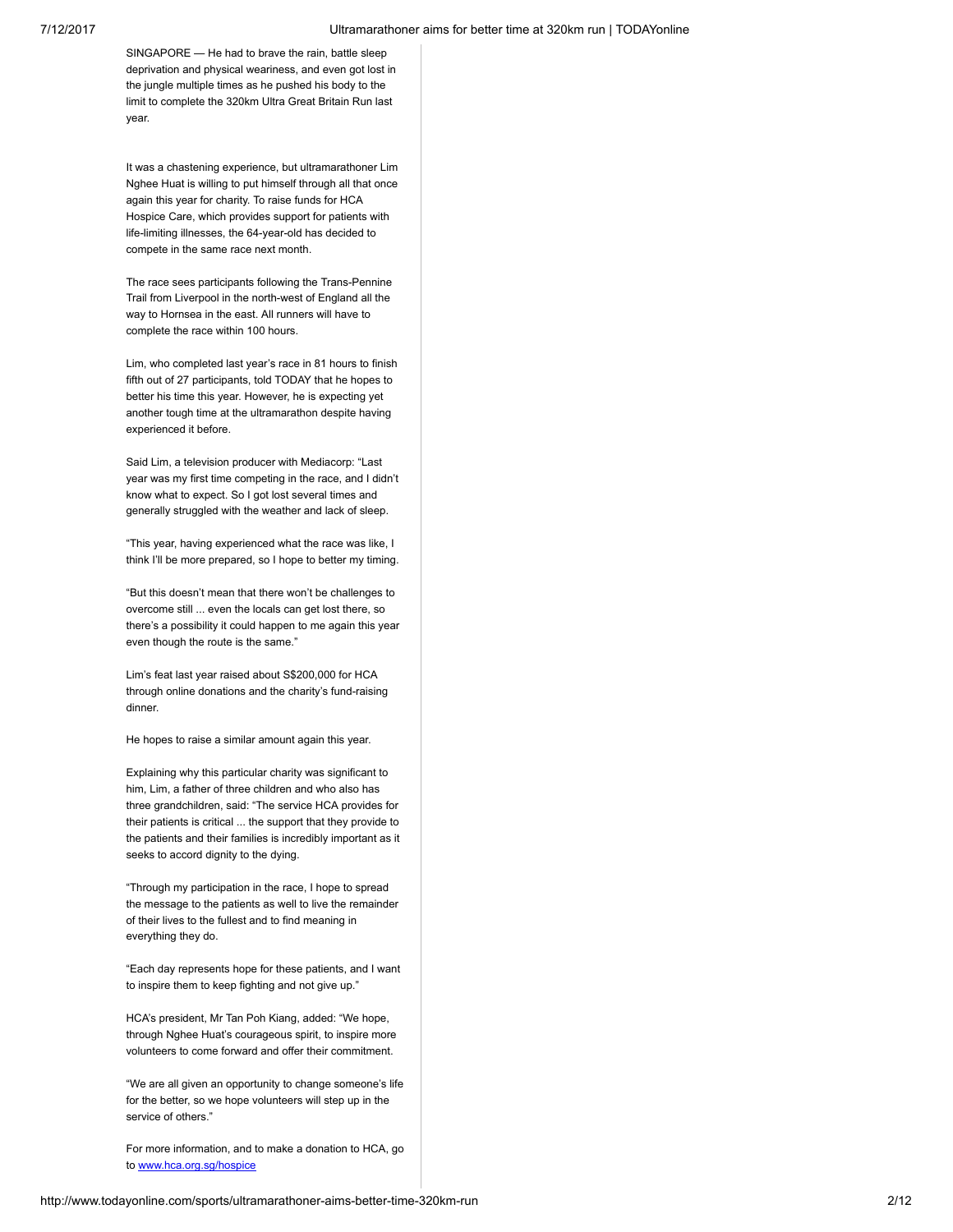SINGAPORE — He had to brave the rain, battle sleep deprivation and physical weariness, and even got lost in the jungle multiple times as he pushed his body to the limit to complete the 320km Ultra Great Britain Run last year.

It was a chastening experience, but ultramarathoner Lim Nghee Huat is willing to put himself through all that once again this year for charity. To raise funds for HCA Hospice Care, which provides support for patients with life-limiting illnesses, the 64-year-old has decided to compete in the same race next month.

The race sees participants following the Trans-Pennine Trail from Liverpool in the north-west of England all the way to Hornsea in the east. All runners will have to complete the race within 100 hours.

Lim, who completed last year's race in 81 hours to finish fifth out of 27 participants, told TODAY that he hopes to better his time this year. However, he is expecting yet another tough time at the ultramarathon despite having experienced it before.

Said Lim, a television producer with Mediacorp: "Last year was my first time competing in the race, and I didn't know what to expect. So I got lost several times and generally struggled with the weather and lack of sleep.

"This year, having experienced what the race was like, I think I'll be more prepared, so I hope to better my timing.

"But this doesn't mean that there won't be challenges to overcome still ... even the locals can get lost there, so there's a possibility it could happen to me again this year even though the route is the same."

Lim's feat last year raised about S$200,000 for HCA through online donations and the charity's fund-raising dinner.

He hopes to raise a similar amount again this year.

Explaining why this particular charity was significant to him, Lim, a father of three children and who also has three grandchildren, said: "The service HCA provides for their patients is critical ... the support that they provide to the patients and their families is incredibly important as it seeks to accord dignity to the dying.

"Through my participation in the race, I hope to spread the message to the patients as well to live the remainder of their lives to the fullest and to find meaning in everything they do.

"Each day represents hope for these patients, and I want to inspire them to keep fighting and not give up."

HCA's president, Mr Tan Poh Kiang, added: "We hope, through Nghee Huat's courageous spirit, to inspire more volunteers to come forward and offer their commitment.

"We are all given an opportunity to change someone's life for the better, so we hope volunteers will step up in the service of others."

For more information, and to make a donation to HCA, go to www.hca.org.sg/hospice